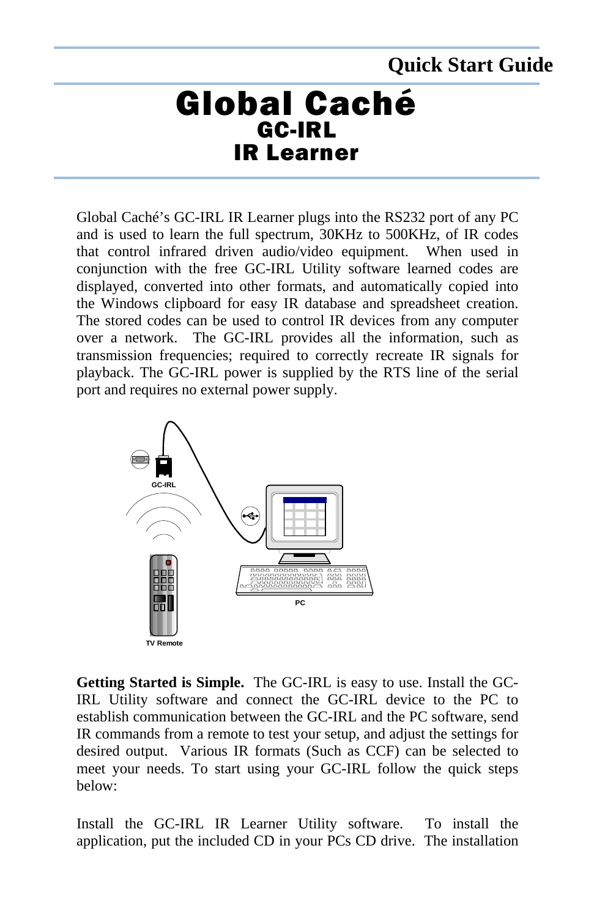Quick Start Guide

# Global Caché
## GC-IRL
## IR Learner

Global Caché's GC-IRL IR Learner plugs into the RS232 port of any PC and is used to learn the full spectrum, 30KHz to 500KHz, of IR codes that control infrared driven audio/video equipment. When used in conjunction with the free GC-IRL Utility software learned codes are displayed, converted into other formats, and automatically copied into the Windows clipboard for easy IR database and spreadsheet creation. The stored codes can be used to control IR devices from any computer over a network. The GC-IRL provides all the information, such as transmission frequencies; required to correctly recreate IR signals for playback. The GC-IRL power is supplied by the RTS line of the serial port and requires no external power supply.

GC-IRL

PC

TV Remote

**Getting Started is Simple.** The GC-IRL is easy to use. Install the GC-IRL Utility software and connect the GC-IRL device to the PC to establish communication between the GC-IRL and the PC software, send IR commands from a remote to test your setup, and adjust the settings for desired output. Various IR formats (Such as CCF) can be selected to meet your needs. To start using your GC-IRL follow the quick steps below:

Install the GC-IRL IR Learner Utility software. To install the application, put the included CD in your PCs CD drive. The installation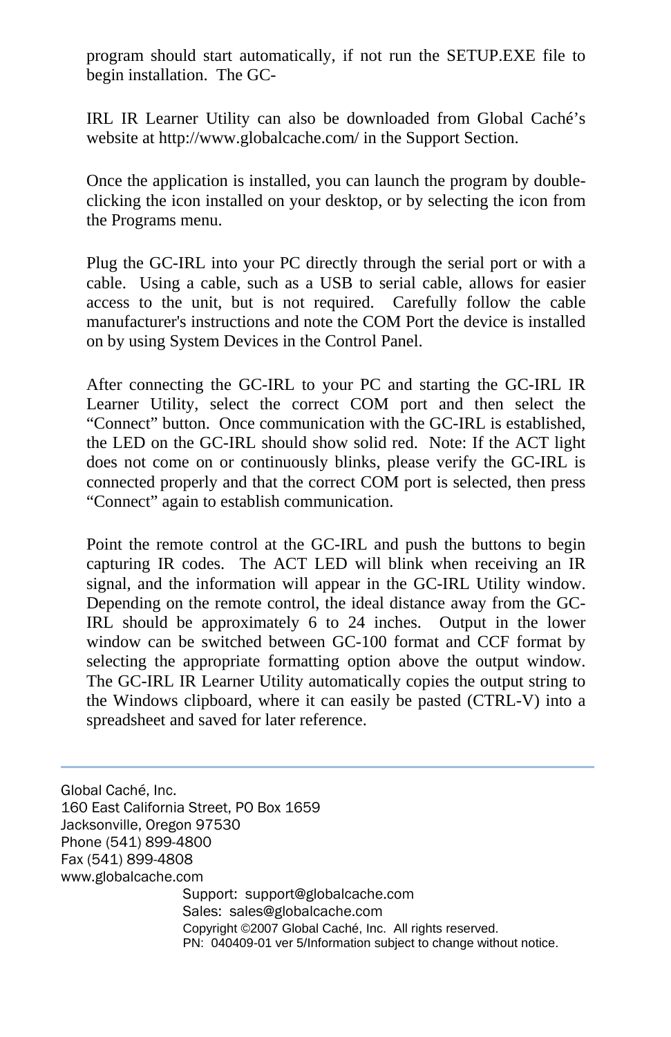program should start automatically, if not run the SETUP.EXE file to begin installation. The GC-

IRL IR Learner Utility can also be downloaded from Global Caché's website at http://www.globalcache.com/ in the Support Section.

Once the application is installed, you can launch the program by double-clicking the icon installed on your desktop, or by selecting the icon from the Programs menu.

Plug the GC-IRL into your PC directly through the serial port or with a cable. Using a cable, such as a USB to serial cable, allows for easier access to the unit, but is not required. Carefully follow the cable manufacturer's instructions and note the COM Port the device is installed on by using System Devices in the Control Panel.

After connecting the GC-IRL to your PC and starting the GC-IRL IR Learner Utility, select the correct COM port and then select the "Connect" button. Once communication with the GC-IRL is established, the LED on the GC-IRL should show solid red. Note: If the ACT light does not come on or continuously blinks, please verify the GC-IRL is connected properly and that the correct COM port is selected, then press "Connect" again to establish communication.

Point the remote control at the GC-IRL and push the buttons to begin capturing IR codes. The ACT LED will blink when receiving an IR signal, and the information will appear in the GC-IRL Utility window. Depending on the remote control, the ideal distance away from the GC-IRL should be approximately 6 to 24 inches. Output in the lower window can be switched between GC-100 format and CCF format by selecting the appropriate formatting option above the output window. The GC-IRL IR Learner Utility automatically copies the output string to the Windows clipboard, where it can easily be pasted (CTRL-V) into a spreadsheet and saved for later reference.

---

Global Caché, Inc.
160 East California Street, PO Box 1659
Jacksonville, Oregon 97530
Phone (541) 899-4800
Fax (541) 899-4808
www.globalcache.com

Support: support@globalcache.com
Sales: sales@globalcache.com
Copyright ©2007 Global Caché, Inc. All rights reserved.
PN: 040409-01 ver 5/Information subject to change without notice.